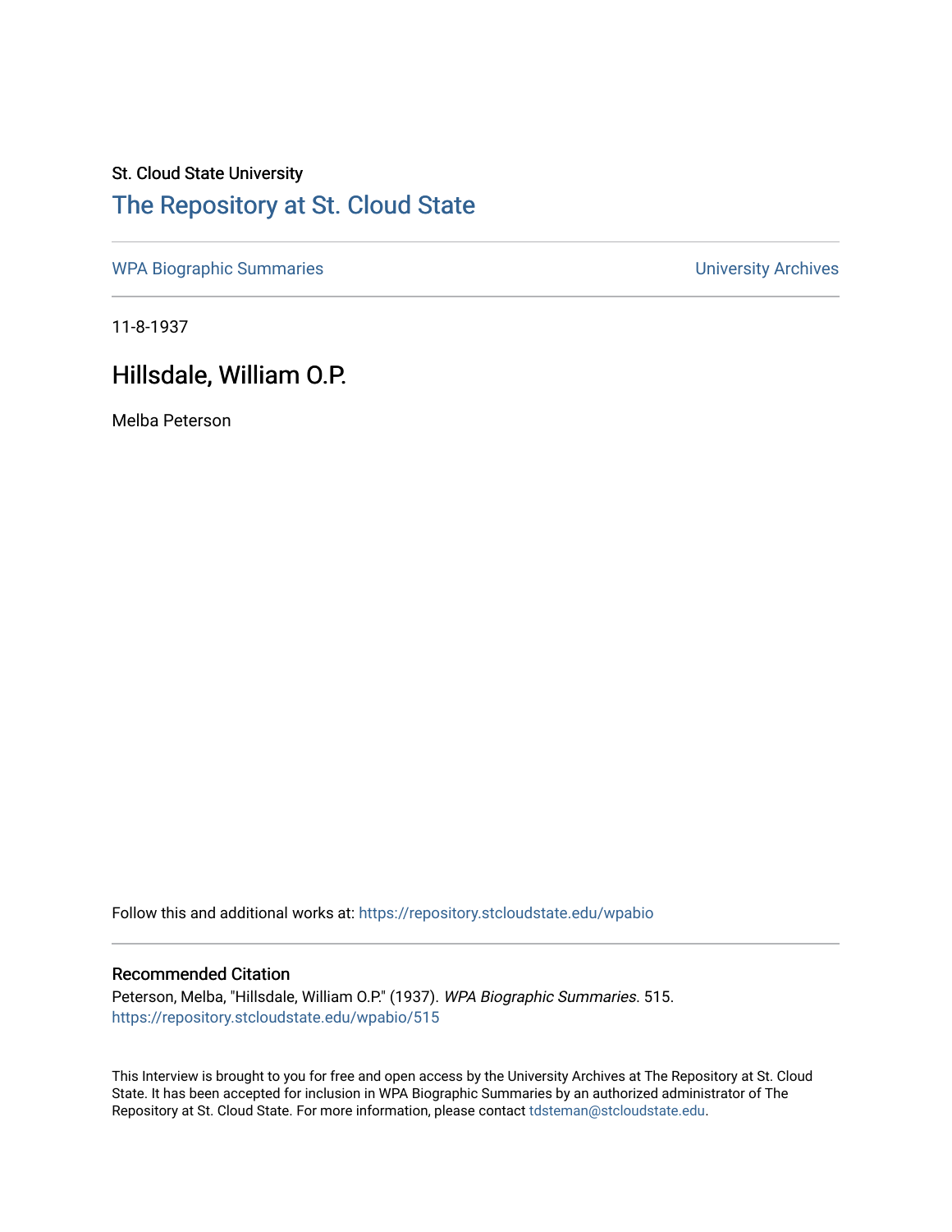St. Cloud State University

# The Repository at St. Cloud State

WPA Biographic Summaries | University Archives

11-8-1937

## Hillsdale, William O.P.

Melba Peterson

Follow this and additional works at: https://repository.stcloudstate.edu/wpabio

### Recommended Citation

Peterson, Melba, "Hillsdale, William O.P." (1937). *WPA Biographic Summaries*. 515.
https://repository.stcloudstate.edu/wpabio/515

This Interview is brought to you for free and open access by the University Archives at The Repository at St. Cloud State. It has been accepted for inclusion in WPA Biographic Summaries by an authorized administrator of The Repository at St. Cloud State. For more information, please contact tdsteman@stcloudstate.edu.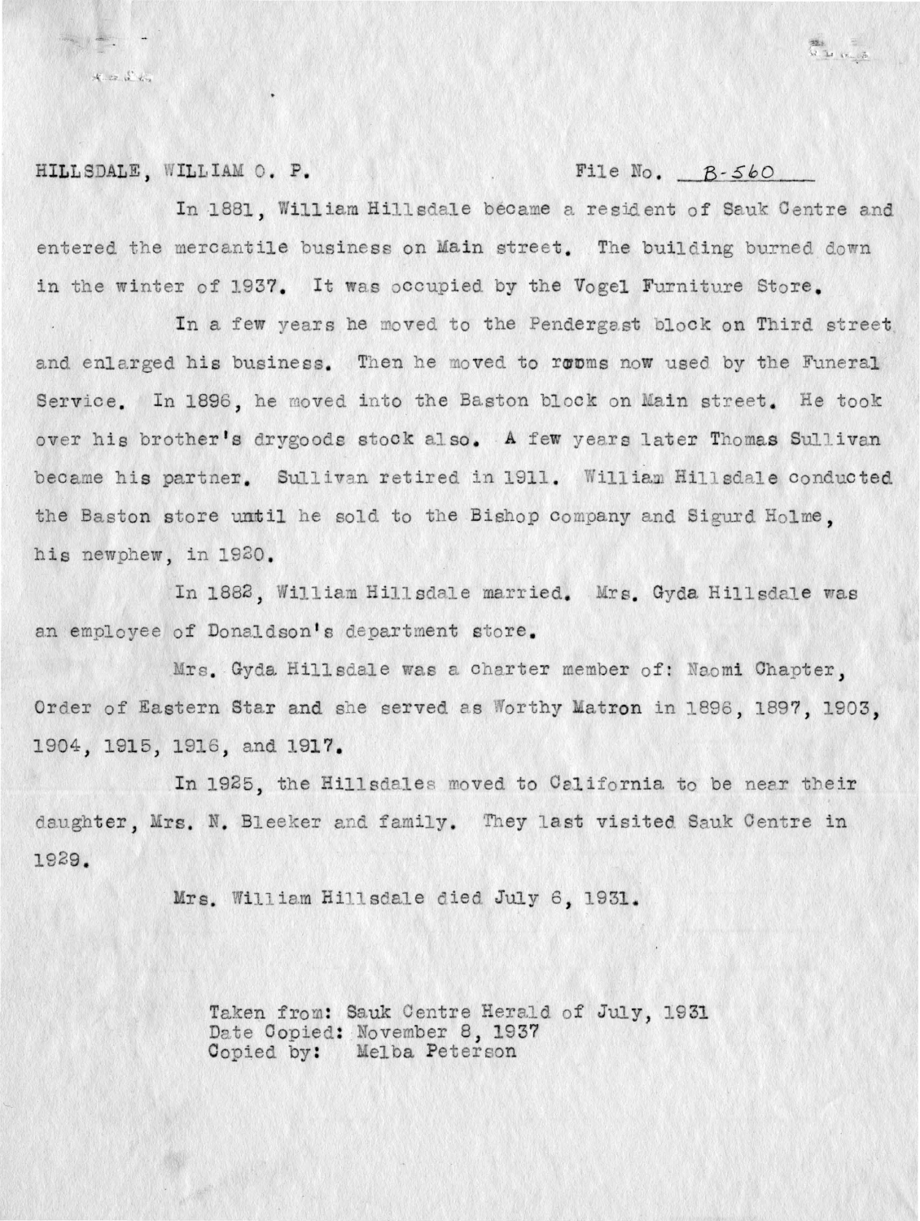HILLSDALE, WILLIAM O. P. File No. B-560

In 1881, William Hillsdale became a resident of Sauk Centre and entered the mercantile business on Main street. The building burned down in the winter of 1937. It was occupied by the Vogel Furniture Store.

In a few years he moved to the Pendergast block on Third street and enlarged his business. Then he moved to rooms now used by the Funeral Service. In 1896, he moved into the Baston block on Main street. He took over his brother's drygoods stock also. A few years later Thomas Sullivan became his partner. Sullivan retired in 1911. William Hillsdale conducted the Baston store until he sold to the Bishop company and Sigurd Holme, his newphew, in 1920.

In 1882, William Hillsdale married. Mrs. Gyda Hillsdale was an employee of Donaldson's department store.

Mrs. Gyda Hillsdale was a charter member of: Naomi Chapter, Order of Eastern Star and she served as Worthy Matron in 1896, 1897, 1903, 1904, 1915, 1916, and 1917.

In 1925, the Hillsdales moved to California to be near their daughter, Mrs. N. Bleeker and family. They last visited Sauk Centre in 1929.

Mrs. William Hillsdale died July 6, 1931.

Taken from: Sauk Centre Herald of July, 1931
Date Copied: November 8, 1937
Copied by: Melba Peterson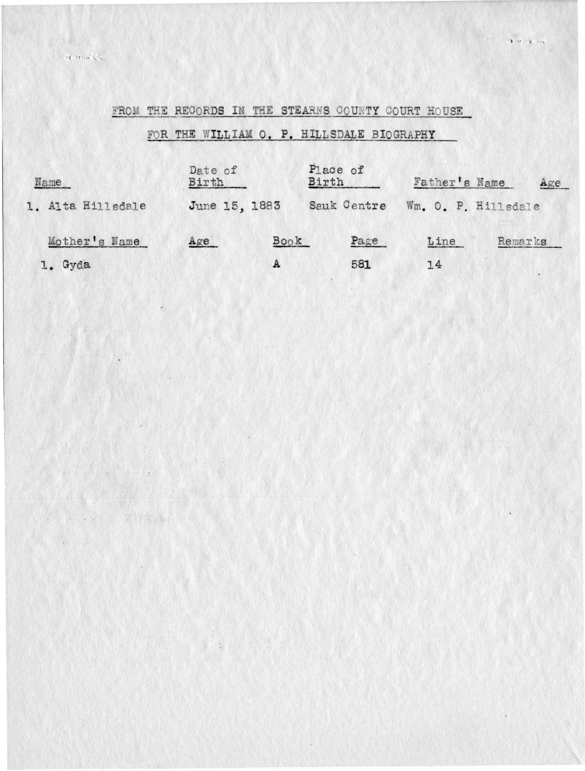FROM THE RECORDS IN THE STEARNS COUNTY COURT HOUSE

FOR THE WILLIAM O. P. HILLSDALE BIOGRAPHY

| Name | Date of Birth | Place of Birth | Father's Name | Age |
|---|---|---|---|---|
| 1. Alta Hillsdale | June 15, 1883 | Sauk Centre | Wm. O. P. Hillsdale | |

| Mother's Name | Age | Book | Page | Line | Remarks |
|---|---|---|---|---|---|
| 1. Gyda | | A | 581 | 14 | |